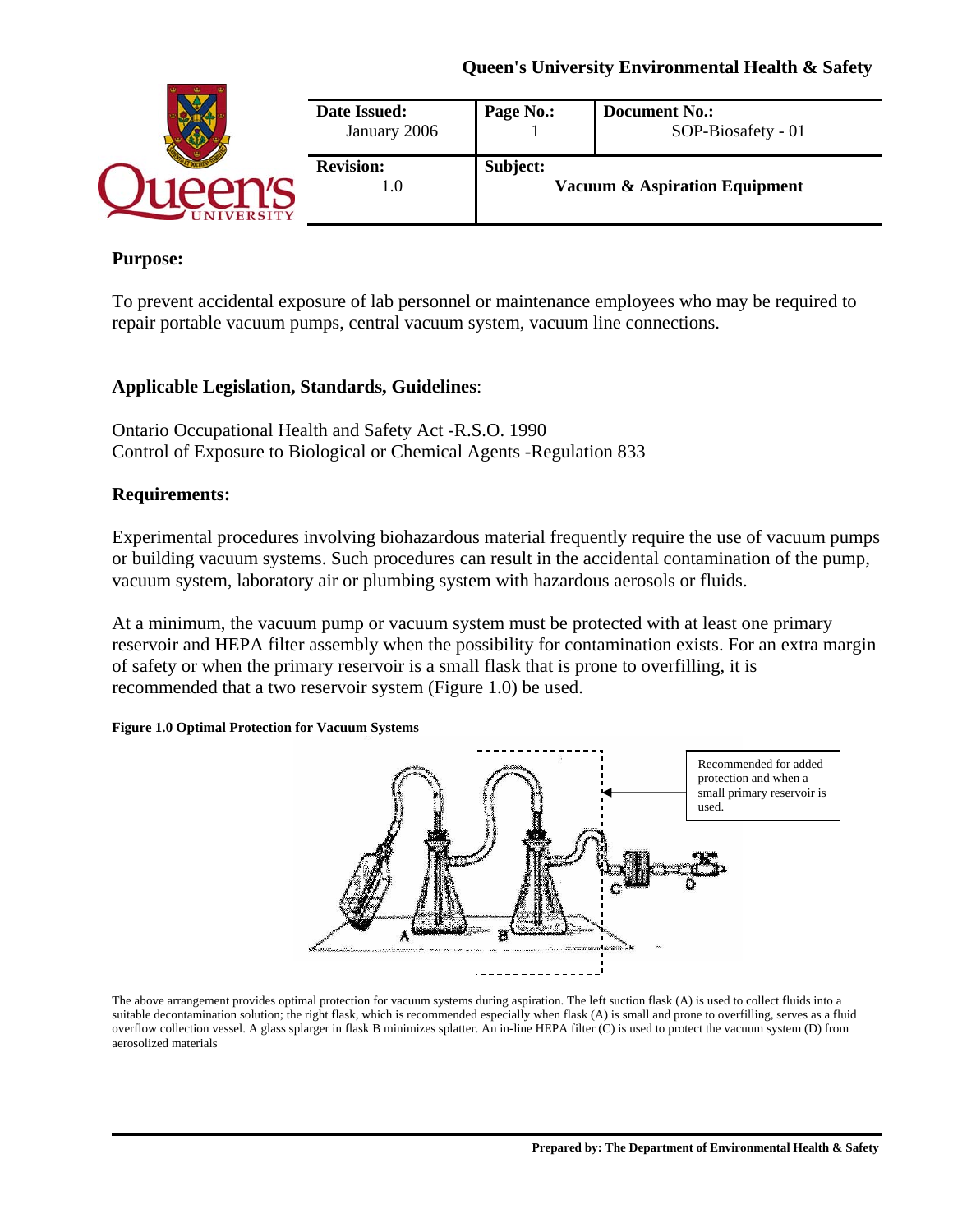Queen's University Environmental Health & Safety

| Date Issued: January 2006 | Page No.: 1 | Document No.: SOP-Biosafety - 01 |
|---|---|---|
| **Revision:** 1.0 | **Subject:** Vacuum & Aspiration Equipment | |

## Purpose:

To prevent accidental exposure of lab personnel or maintenance employees who may be required to repair portable vacuum pumps, central vacuum system, vacuum line connections.

## Applicable Legislation, Standards, Guidelines:

Ontario Occupational Health and Safety Act -R.S.O. 1990
Control of Exposure to Biological or Chemical Agents -Regulation 833

## Requirements:

Experimental procedures involving biohazardous material frequently require the use of vacuum pumps or building vacuum systems. Such procedures can result in the accidental contamination of the pump, vacuum system, laboratory air or plumbing system with hazardous aerosols or fluids.

At a minimum, the vacuum pump or vacuum system must be protected with at least one primary reservoir and HEPA filter assembly when the possibility for contamination exists. For an extra margin of safety or when the primary reservoir is a small flask that is prone to overfilling, it is recommended that a two reservoir system (Figure 1.0) be used.

**Figure 1.0 Optimal Protection for Vacuum Systems**

Recommended for added protection and when a small primary reservoir is used.

The above arrangement provides optimal protection for vacuum systems during aspiration. The left suction flask (A) is used to collect fluids into a suitable decontamination solution; the right flask, which is recommended especially when flask (A) is small and prone to overfilling, serves as a fluid overflow collection vessel. A glass splarger in flask B minimizes splatter. An in-line HEPA filter (C) is used to protect the vacuum system (D) from aerosolized materials

Prepared by: The Department of Environmental Health & Safety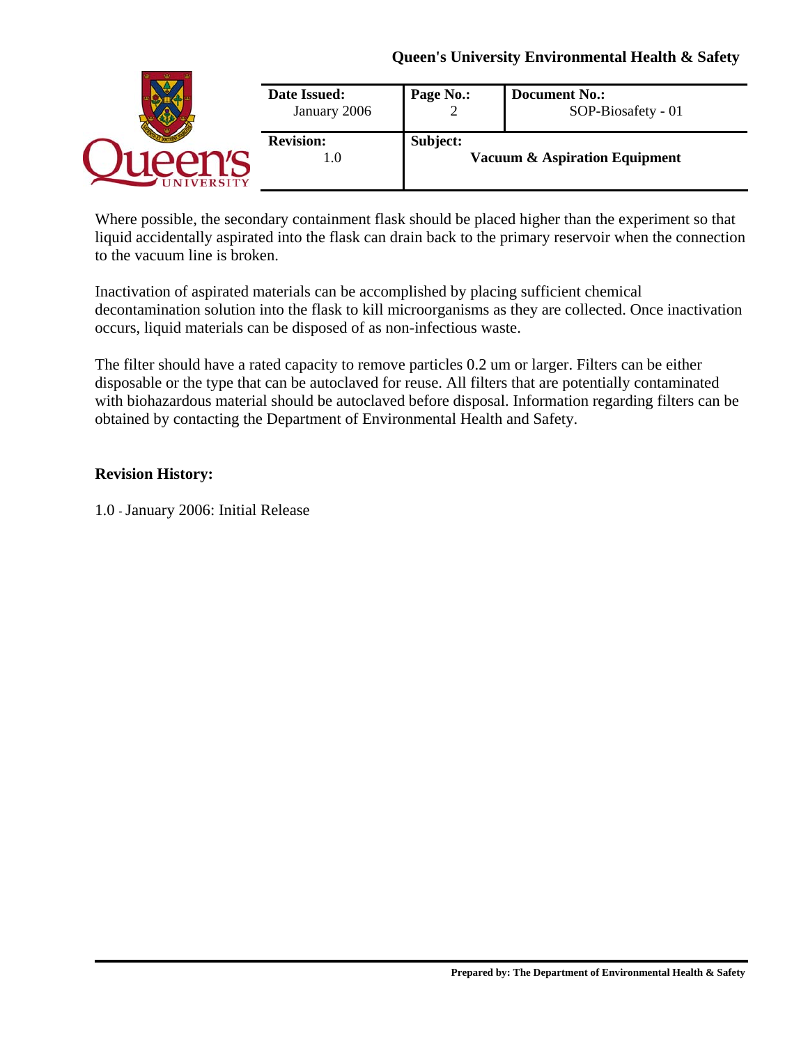Where possible, the secondary containment flask should be placed higher than the experiment so that liquid accidentally aspirated into the flask can drain back to the primary reservoir when the connection to the vacuum line is broken.

Inactivation of aspirated materials can be accomplished by placing sufficient chemical decontamination solution into the flask to kill microorganisms as they are collected. Once inactivation occurs, liquid materials can be disposed of as non-infectious waste.

The filter should have a rated capacity to remove particles 0.2 um or larger. Filters can be either disposable or the type that can be autoclaved for reuse. All filters that are potentially contaminated with biohazardous material should be autoclaved before disposal. Information regarding filters can be obtained by contacting the Department of Environmental Health and Safety.

**Revision History:**

1.0 - January 2006: Initial Release